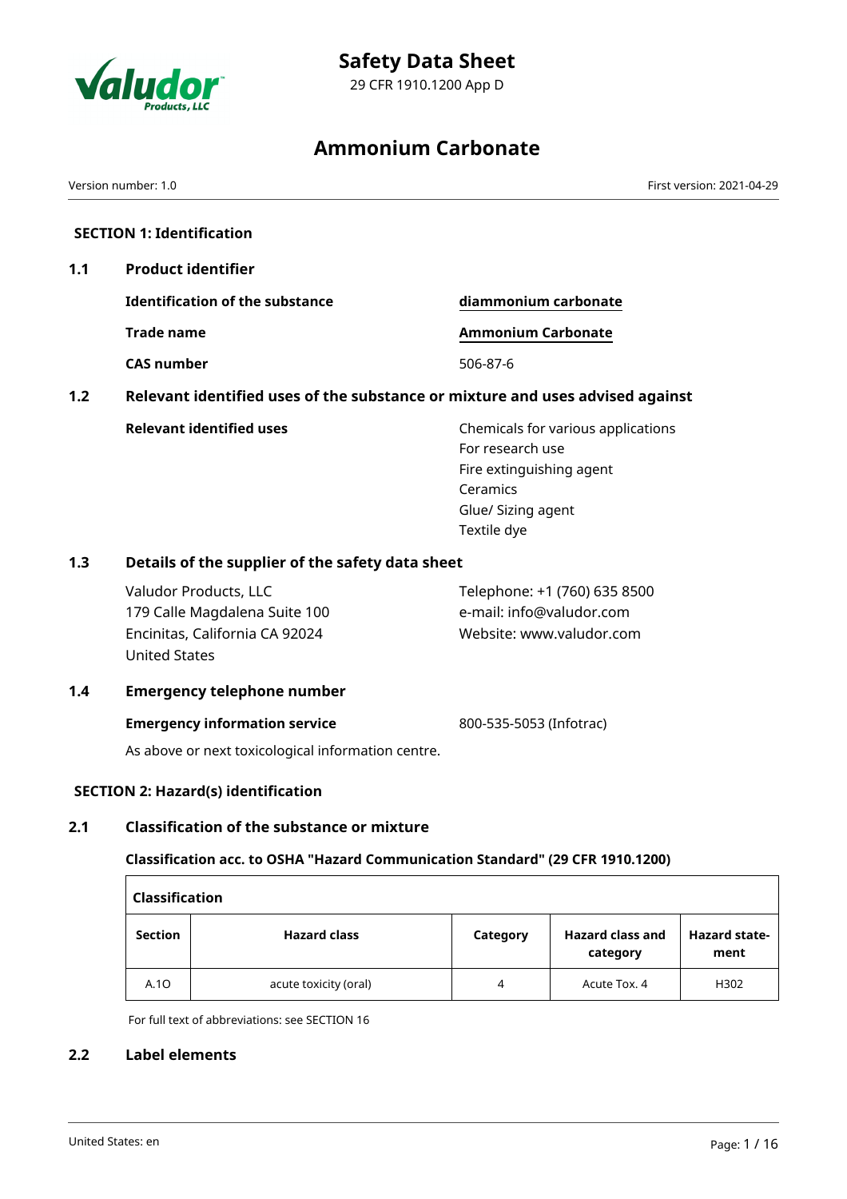# Safety Data Sheet

29 CFR 1910.1200 App D

# Ammonium Carbonate

Version number: 1.0 First version: 2021-04-29

## SECTION 1: Identification

### 1.1 Product identifier

| | |
|---|---|
| **Identification of the substance** | **diammonium carbonate** |
| **Trade name** | **Ammonium Carbonate** |
| **CAS number** | 506-87-6 |

### 1.2 Relevant identified uses of the substance or mixture and uses advised against

**Relevant identified uses**

Chemicals for various applications
For research use
Fire extinguishing agent
Ceramics
Glue/ Sizing agent
Textile dye

### 1.3 Details of the supplier of the safety data sheet

Valudor Products, LLC
179 Calle Magdalena Suite 100
Encinitas, California CA 92024
United States

Telephone: +1 (760) 635 8500
e-mail: info@valudor.com
Website: www.valudor.com

### 1.4 Emergency telephone number

**Emergency information service** 800-535-5053 (Infotrac)

As above or next toxicological information centre.

## SECTION 2: Hazard(s) identification

### 2.1 Classification of the substance or mixture

**Classification acc. to OSHA "Hazard Communication Standard" (29 CFR 1910.1200)**

| Section | Hazard class | Category | Hazard class and category | Hazard statement |
|---|---|---|---|---|
| A.1O | acute toxicity (oral) | 4 | Acute Tox. 4 | H302 |

For full text of abbreviations: see SECTION 16

### 2.2 Label elements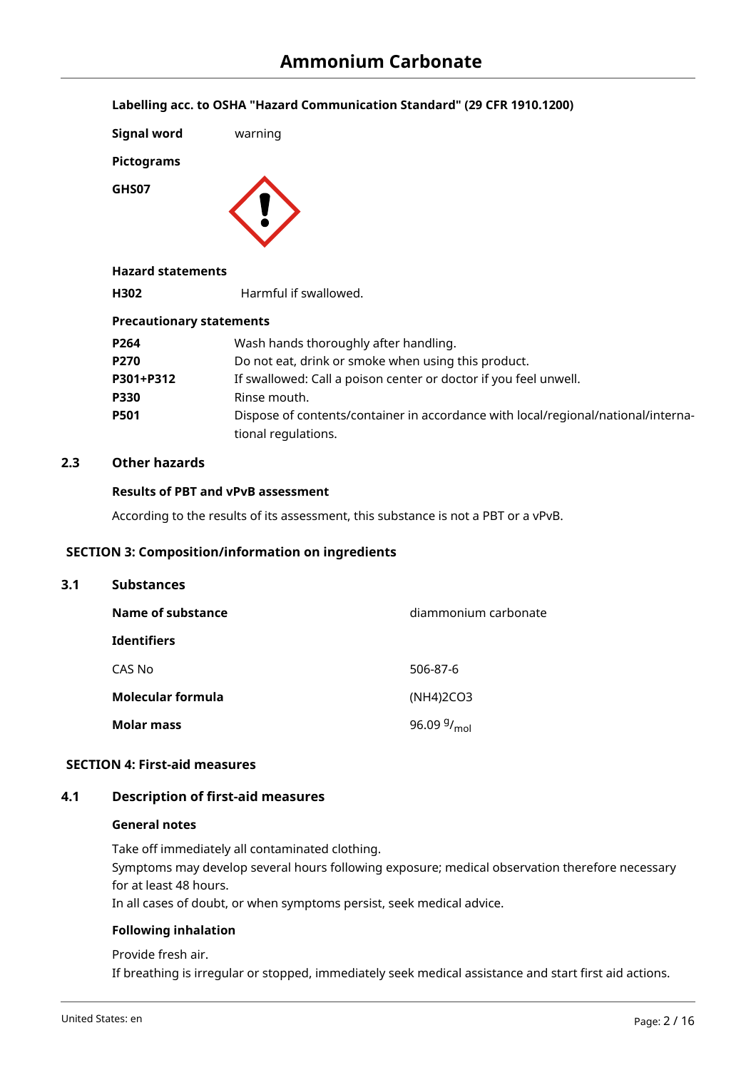**Labelling acc. to OSHA "Hazard Communication Standard" (29 CFR 1910.1200)**

**Signal word** warning

**Pictograms**

**GHS07**

**Hazard statements**

| | |
|---|---|
| **H302** | Harmful if swallowed. |

**Precautionary statements**

| | |
|---|---|
| **P264** | Wash hands thoroughly after handling. |
| **P270** | Do not eat, drink or smoke when using this product. |
| **P301+P312** | If swallowed: Call a poison center or doctor if you feel unwell. |
| **P330** | Rinse mouth. |
| **P501** | Dispose of contents/container in accordance with local/regional/national/international regulations. |

## 2.3 Other hazards

**Results of PBT and vPvB assessment**

According to the results of its assessment, this substance is not a PBT or a vPvB.

# SECTION 3: Composition/information on ingredients

## 3.1 Substances

| | |
|---|---|
| **Name of substance** | diammonium carbonate |
| **Identifiers** | |
| CAS No | 506-87-6 |
| **Molecular formula** | $(NH_4)_2CO_3$ |
| **Molar mass** | 96.09 $^{g}/_{mol}$ |

# SECTION 4: First-aid measures

## 4.1 Description of first-aid measures

**General notes**

Take off immediately all contaminated clothing.
Symptoms may develop several hours following exposure; medical observation therefore necessary for at least 48 hours.
In all cases of doubt, or when symptoms persist, seek medical advice.

**Following inhalation**

Provide fresh air.
If breathing is irregular or stopped, immediately seek medical assistance and start first aid actions.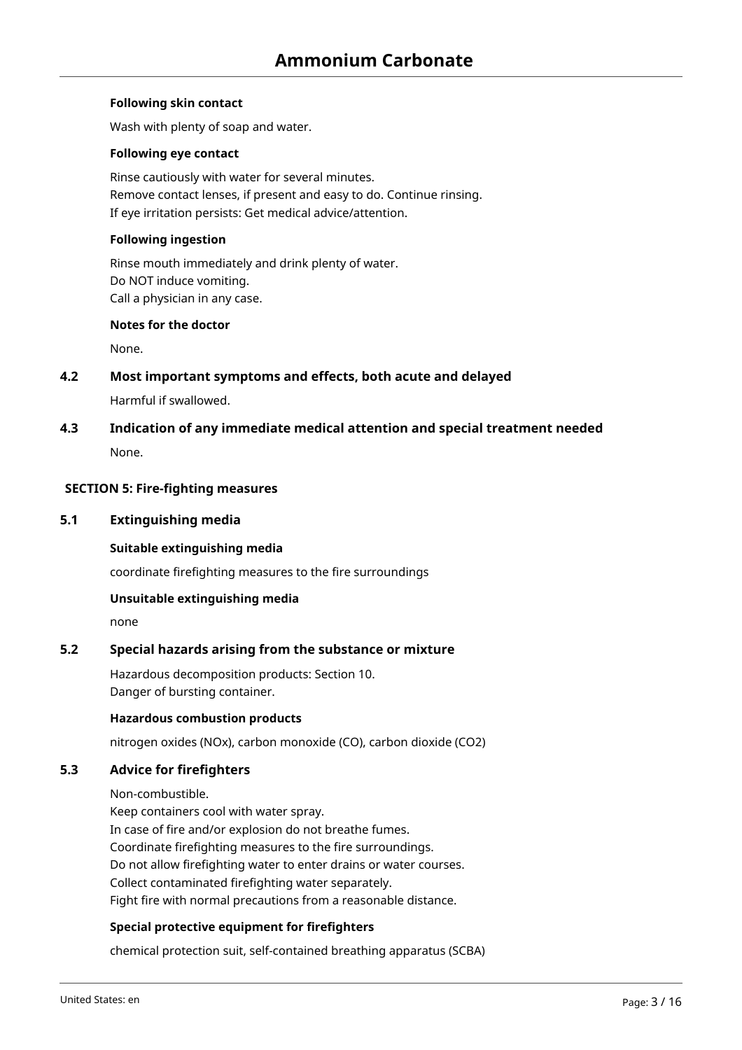#### Following skin contact

Wash with plenty of soap and water.

#### Following eye contact

Rinse cautiously with water for several minutes.
Remove contact lenses, if present and easy to do. Continue rinsing.
If eye irritation persists: Get medical advice/attention.

#### Following ingestion

Rinse mouth immediately and drink plenty of water.
Do NOT induce vomiting.
Call a physician in any case.

#### Notes for the doctor

None.

### 4.2 Most important symptoms and effects, both acute and delayed

Harmful if swallowed.

### 4.3 Indication of any immediate medical attention and special treatment needed

None.

## SECTION 5: Fire-fighting measures

### 5.1 Extinguishing media

#### Suitable extinguishing media

coordinate firefighting measures to the fire surroundings

#### Unsuitable extinguishing media

none

### 5.2 Special hazards arising from the substance or mixture

Hazardous decomposition products: Section 10.
Danger of bursting container.

#### Hazardous combustion products

nitrogen oxides (NOx), carbon monoxide (CO), carbon dioxide ($CO_2$)

### 5.3 Advice for firefighters

Non-combustible.
Keep containers cool with water spray.
In case of fire and/or explosion do not breathe fumes.
Coordinate firefighting measures to the fire surroundings.
Do not allow firefighting water to enter drains or water courses.
Collect contaminated firefighting water separately.
Fight fire with normal precautions from a reasonable distance.

#### Special protective equipment for firefighters

chemical protection suit, self-contained breathing apparatus (SCBA)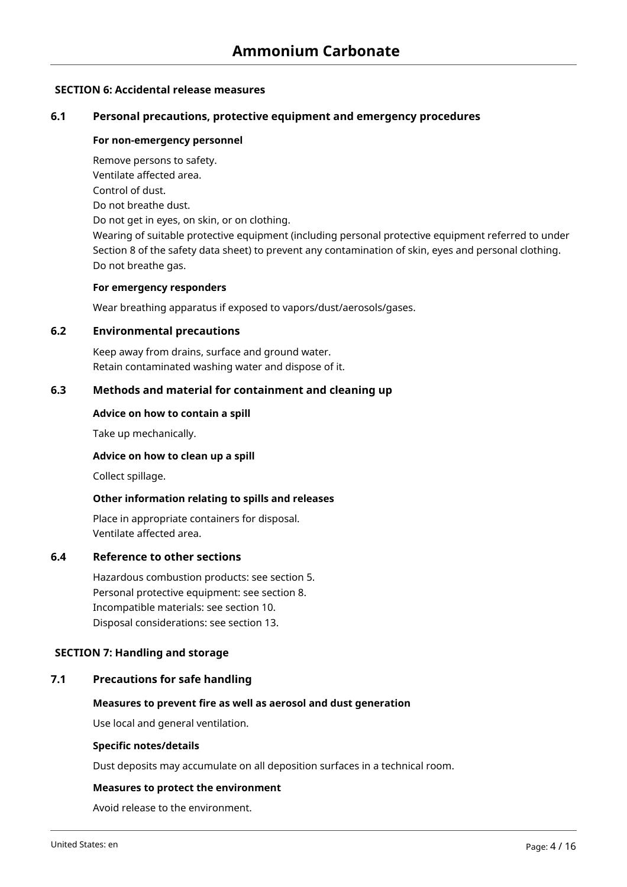# Ammonium Carbonate

## SECTION 6: Accidental release measures

### 6.1 Personal precautions, protective equipment and emergency procedures

**For non-emergency personnel**

Remove persons to safety.
Ventilate affected area.
Control of dust.
Do not breathe dust.
Do not get in eyes, on skin, or on clothing.
Wearing of suitable protective equipment (including personal protective equipment referred to under Section 8 of the safety data sheet) to prevent any contamination of skin, eyes and personal clothing.
Do not breathe gas.

**For emergency responders**

Wear breathing apparatus if exposed to vapors/dust/aerosols/gases.

### 6.2 Environmental precautions

Keep away from drains, surface and ground water.
Retain contaminated washing water and dispose of it.

### 6.3 Methods and material for containment and cleaning up

**Advice on how to contain a spill**

Take up mechanically.

**Advice on how to clean up a spill**

Collect spillage.

**Other information relating to spills and releases**

Place in appropriate containers for disposal.
Ventilate affected area.

### 6.4 Reference to other sections

Hazardous combustion products: see section 5.
Personal protective equipment: see section 8.
Incompatible materials: see section 10.
Disposal considerations: see section 13.

## SECTION 7: Handling and storage

### 7.1 Precautions for safe handling

**Measures to prevent fire as well as aerosol and dust generation**

Use local and general ventilation.

**Specific notes/details**

Dust deposits may accumulate on all deposition surfaces in a technical room.

**Measures to protect the environment**

Avoid release to the environment.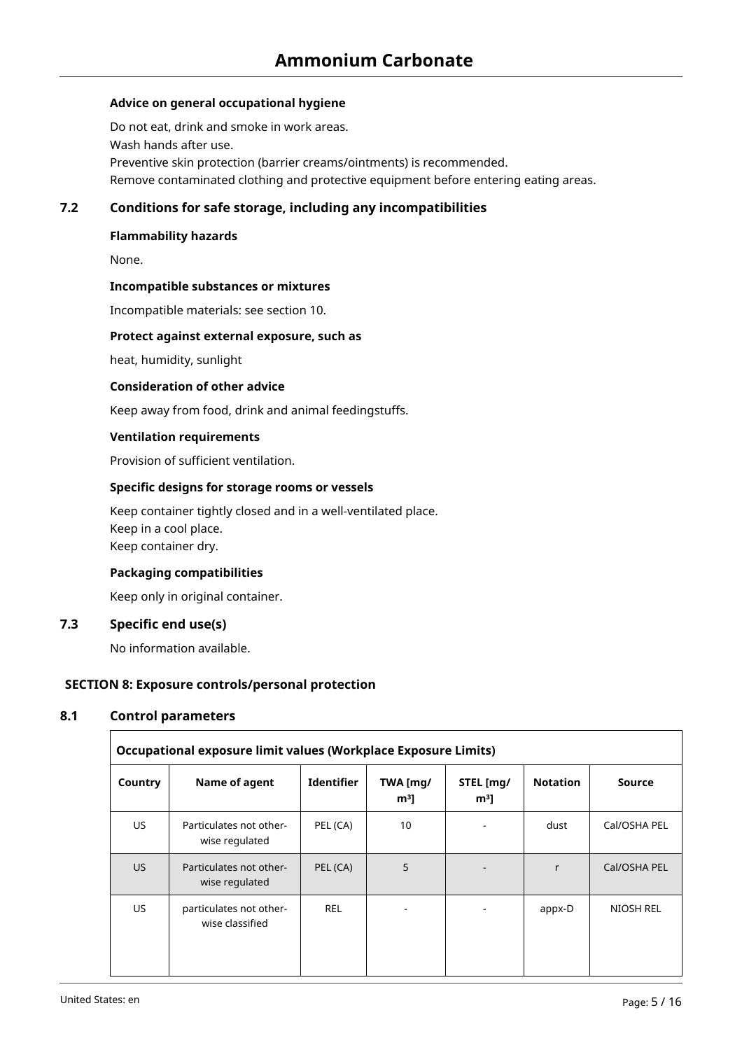**Advice on general occupational hygiene**

Do not eat, drink and smoke in work areas.
Wash hands after use.
Preventive skin protection (barrier creams/ointments) is recommended.
Remove contaminated clothing and protective equipment before entering eating areas.

### 7.2 Conditions for safe storage, including any incompatibilities

**Flammability hazards**

None.

**Incompatible substances or mixtures**

Incompatible materials: see section 10.

**Protect against external exposure, such as**

heat, humidity, sunlight

**Consideration of other advice**

Keep away from food, drink and animal feedingstuffs.

**Ventilation requirements**

Provision of sufficient ventilation.

**Specific designs for storage rooms or vessels**

Keep container tightly closed and in a well-ventilated place.
Keep in a cool place.
Keep container dry.

**Packaging compatibilities**

Keep only in original container.

### 7.3 Specific end use(s)

No information available.

## SECTION 8: Exposure controls/personal protection

### 8.1 Control parameters

**Occupational exposure limit values (Workplace Exposure Limits)**

| Country | Name of agent | Identifier | TWA [mg/m³] | STEL [mg/m³] | Notation | Source |
|---|---|---|---|---|---|---|
| US | Particulates not otherwise regulated | PEL (CA) | 10 | - | dust | Cal/OSHA PEL |
| US | Particulates not otherwise regulated | PEL (CA) | 5 | - | r | Cal/OSHA PEL |
| US | particulates not otherwise classified | REL | - | - | appx-D | NIOSH REL |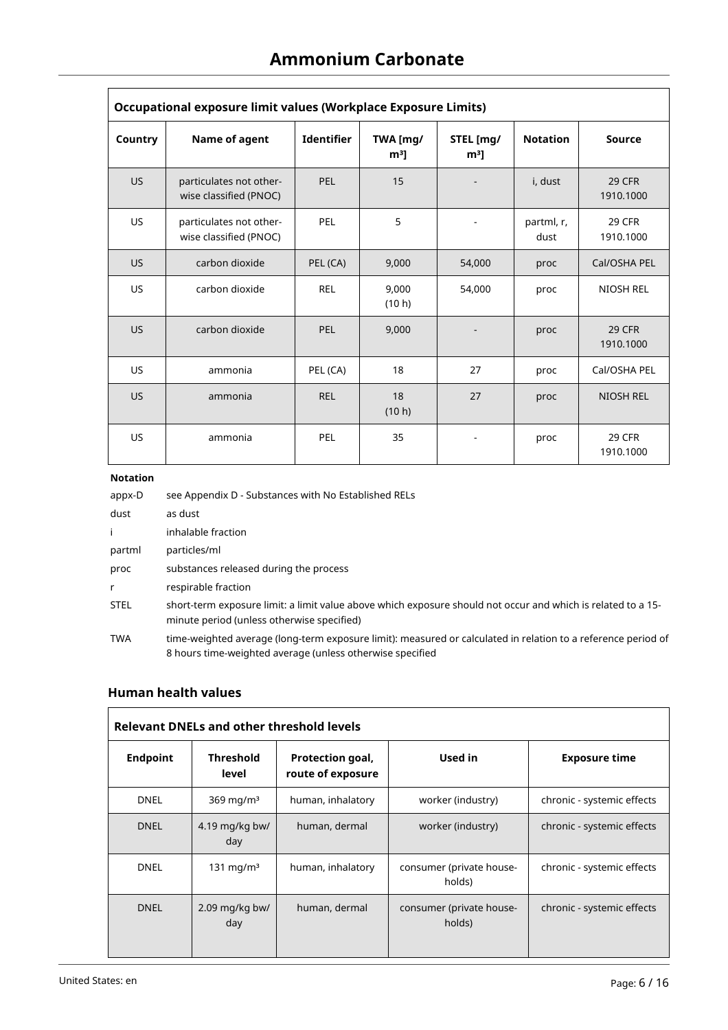| Occupational exposure limit values (Workplace Exposure Limits) | | | | | | |
|---|---|---|---|---|---|---|
| Country | Name of agent | Identifier | TWA [mg/m³] | STEL [mg/m³] | Notation | Source |
| US | particulates not otherwise classified (PNOC) | PEL | 15 | - | i, dust | 29 CFR 1910.1000 |
| US | particulates not otherwise classified (PNOC) | PEL | 5 | - | partml, r, dust | 29 CFR 1910.1000 |
| US | carbon dioxide | PEL (CA) | 9,000 | 54,000 | proc | Cal/OSHA PEL |
| US | carbon dioxide | REL | 9,000 (10 h) | 54,000 | proc | NIOSH REL |
| US | carbon dioxide | PEL | 9,000 | - | proc | 29 CFR 1910.1000 |
| US | ammonia | PEL (CA) | 18 | 27 | proc | Cal/OSHA PEL |
| US | ammonia | REL | 18 (10 h) | 27 | proc | NIOSH REL |
| US | ammonia | PEL | 35 | - | proc | 29 CFR 1910.1000 |

**Notation**

| | |
|---|---|
| appx-D | see Appendix D - Substances with No Established RELs |
| dust | as dust |
| i | inhalable fraction |
| partml | particles/ml |
| proc | substances released during the process |
| r | respirable fraction |
| STEL | short-term exposure limit: a limit value above which exposure should not occur and which is related to a 15-minute period (unless otherwise specified) |
| TWA | time-weighted average (long-term exposure limit): measured or calculated in relation to a reference period of 8 hours time-weighted average (unless otherwise specified |

### Human health values

| Relevant DNELs and other threshold levels | | | | |
|---|---|---|---|---|
| Endpoint | Threshold level | Protection goal, route of exposure | Used in | Exposure time |
| DNEL | 369 mg/m³ | human, inhalatory | worker (industry) | chronic - systemic effects |
| DNEL | 4.19 mg/kg bw/day | human, dermal | worker (industry) | chronic - systemic effects |
| DNEL | 131 mg/m³ | human, inhalatory | consumer (private households) | chronic - systemic effects |
| DNEL | 2.09 mg/kg bw/day | human, dermal | consumer (private households) | chronic - systemic effects |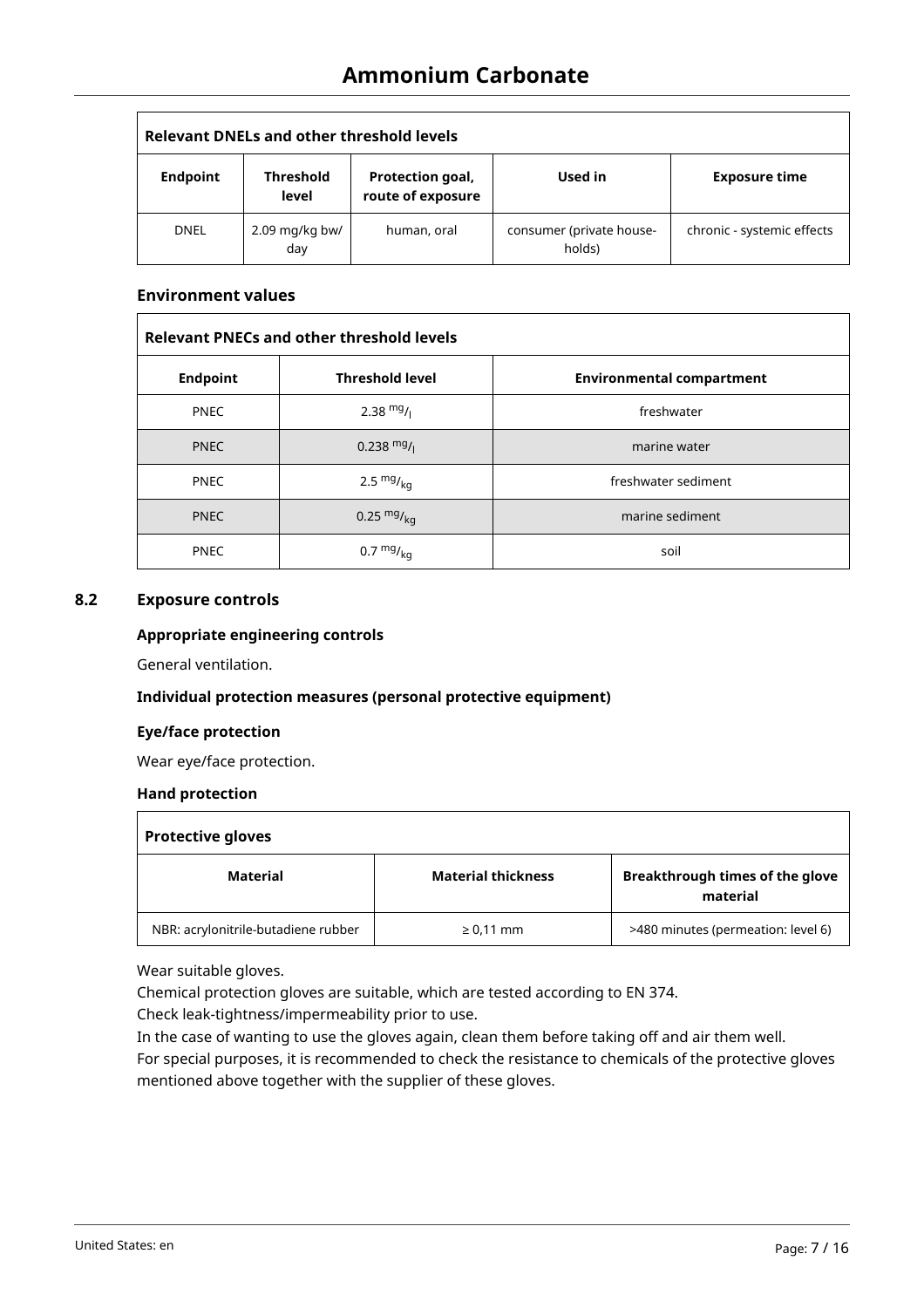| Relevant DNELs and other threshold levels | | | | |
|---|---|---|---|---|
| **Endpoint** | **Threshold level** | **Protection goal, route of exposure** | **Used in** | **Exposure time** |
| DNEL | 2.09 mg/kg bw/day | human, oral | consumer (private households) | chronic - systemic effects |

### Environment values

| Relevant PNECs and other threshold levels | | |
|---|---|---|
| **Endpoint** | **Threshold level** | **Environmental compartment** |
| PNEC | 2.38 $^{mg}/_{l}$ | freshwater |
| PNEC | 0.238 $^{mg}/_{l}$ | marine water |
| PNEC | 2.5 $^{mg}/_{kg}$ | freshwater sediment |
| PNEC | 0.25 $^{mg}/_{kg}$ | marine sediment |
| PNEC | 0.7 $^{mg}/_{kg}$ | soil |

## 8.2 Exposure controls

### Appropriate engineering controls

General ventilation.

### Individual protection measures (personal protective equipment)

### Eye/face protection

Wear eye/face protection.

### Hand protection

| Protective gloves | | |
|---|---|---|
| **Material** | **Material thickness** | **Breakthrough times of the glove material** |
| NBR: acrylonitrile-butadiene rubber | ≥ 0,11 mm | >480 minutes (permeation: level 6) |

Wear suitable gloves.
Chemical protection gloves are suitable, which are tested according to EN 374.
Check leak-tightness/impermeability prior to use.
In the case of wanting to use the gloves again, clean them before taking off and air them well.
For special purposes, it is recommended to check the resistance to chemicals of the protective gloves mentioned above together with the supplier of these gloves.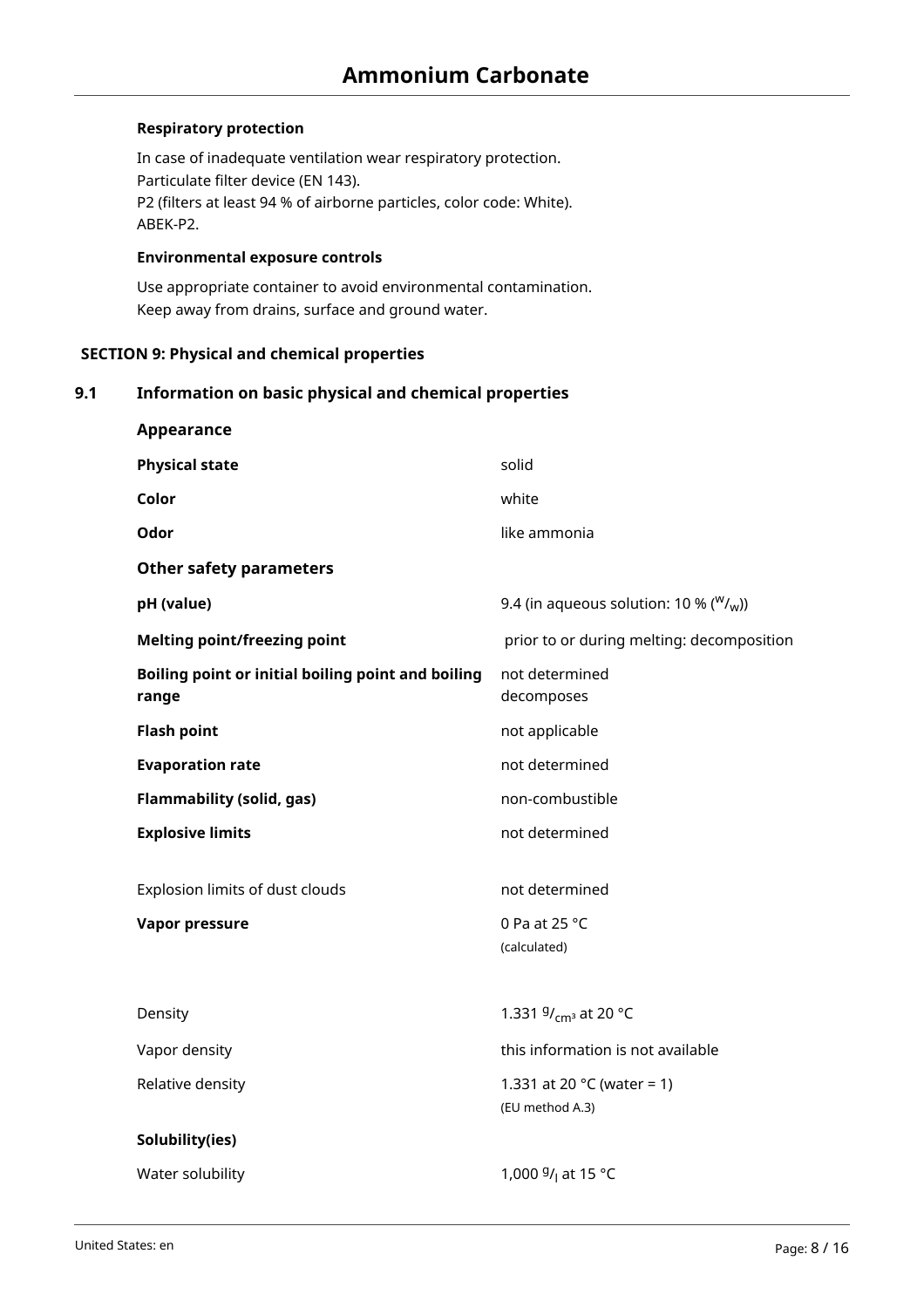**Respiratory protection**

In case of inadequate ventilation wear respiratory protection.
Particulate filter device (EN 143).
P2 (filters at least 94 % of airborne particles, color code: White).
ABEK-P2.

**Environmental exposure controls**

Use appropriate container to avoid environmental contamination.
Keep away from drains, surface and ground water.

## SECTION 9: Physical and chemical properties

### 9.1 Information on basic physical and chemical properties

| **Appearance** | |
|---|---|
| **Physical state** | solid |
| **Color** | white |
| **Odor** | like ammonia |
| **Other safety parameters** | |
| **pH (value)** | 9.4 (in aqueous solution: 10 % ($^{w}/_{w}$)) |
| **Melting point/freezing point** | prior to or during melting: decomposition |
| **Boiling point or initial boiling point and boiling range** | not determined<br>decomposes |
| **Flash point** | not applicable |
| **Evaporation rate** | not determined |
| **Flammability (solid, gas)** | non-combustible |
| **Explosive limits** | not determined |
| Explosion limits of dust clouds | not determined |
| **Vapor pressure** | 0 Pa at 25 °C<br>(calculated) |
| Density | 1.331 $^{g}/_{cm^3}$ at 20 °C |
| Vapor density | this information is not available |
| Relative density | 1.331 at 20 °C (water = 1)<br>(EU method A.3) |
| **Solubility(ies)** | |
| Water solubility | 1,000 $^{g}/_{l}$ at 15 °C |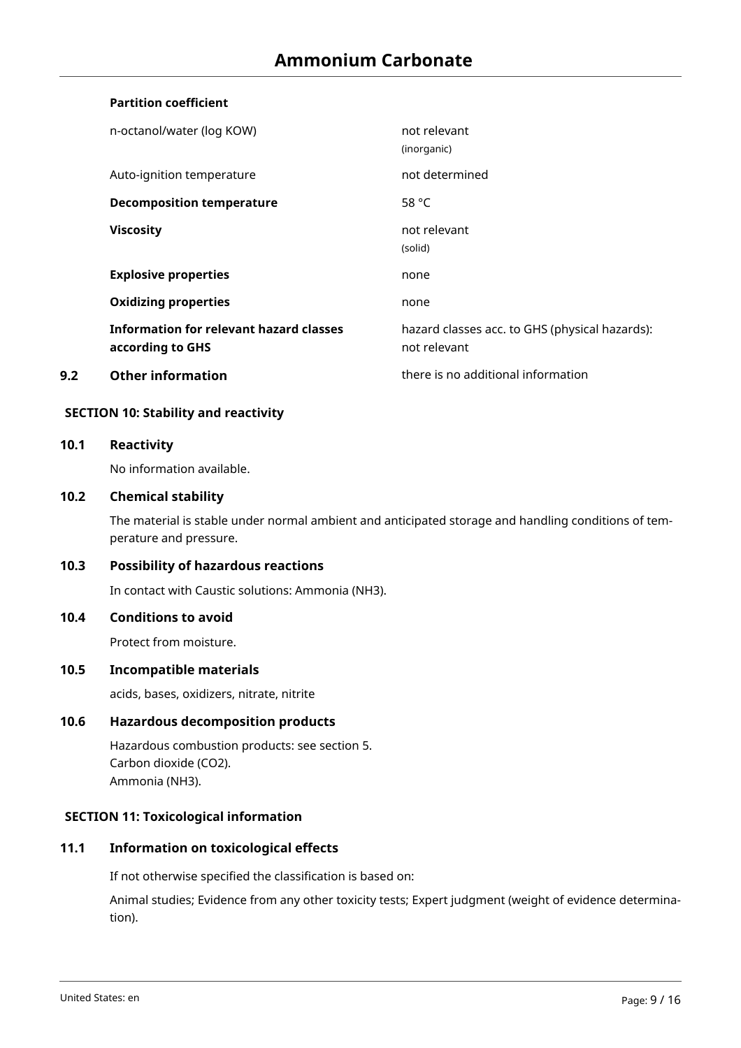**Partition coefficient**

| | |
|---|---|
| n-octanol/water (log KOW) | not relevant (inorganic) |
| Auto-ignition temperature | not determined |
| **Decomposition temperature** | 58 °C |
| **Viscosity** | not relevant (solid) |
| **Explosive properties** | none |
| **Oxidizing properties** | none |
| **Information for relevant hazard classes according to GHS** | hazard classes acc. to GHS (physical hazards): not relevant |

### 9.2 Other information

there is no additional information

## SECTION 10: Stability and reactivity

### 10.1 Reactivity

No information available.

### 10.2 Chemical stability

The material is stable under normal ambient and anticipated storage and handling conditions of temperature and pressure.

### 10.3 Possibility of hazardous reactions

In contact with Caustic solutions: Ammonia ($NH_3$).

### 10.4 Conditions to avoid

Protect from moisture.

### 10.5 Incompatible materials

acids, bases, oxidizers, nitrate, nitrite

### 10.6 Hazardous decomposition products

Hazardous combustion products: see section 5.
Carbon dioxide ($CO_2$).
Ammonia ($NH_3$).

## SECTION 11: Toxicological information

### 11.1 Information on toxicological effects

If not otherwise specified the classification is based on:

Animal studies; Evidence from any other toxicity tests; Expert judgment (weight of evidence determination).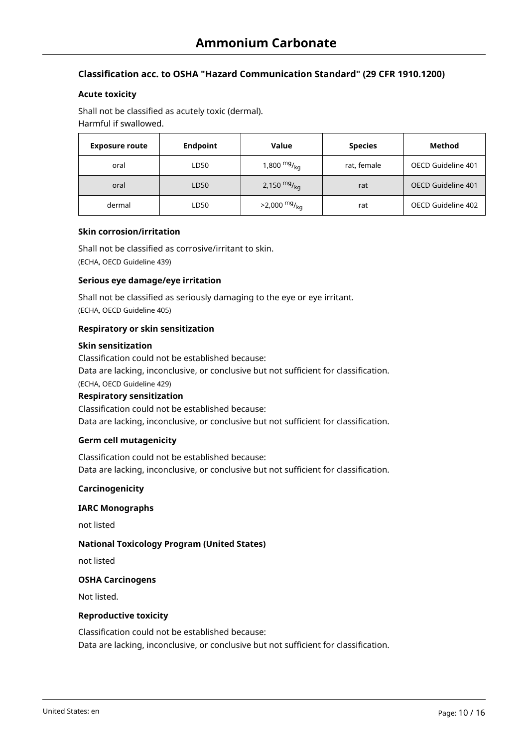### Classification acc. to OSHA "Hazard Communication Standard" (29 CFR 1910.1200)

#### Acute toxicity

Shall not be classified as acutely toxic (dermal).
Harmful if swallowed.

| Exposure route | Endpoint | Value | Species | Method |
|---|---|---|---|---|
| oral | LD50 | 1,800 $^{mg}/_{kg}$ | rat, female | OECD Guideline 401 |
| oral | LD50 | 2,150 $^{mg}/_{kg}$ | rat | OECD Guideline 401 |
| dermal | LD50 | >2,000 $^{mg}/_{kg}$ | rat | OECD Guideline 402 |

#### Skin corrosion/irritation

Shall not be classified as corrosive/irritant to skin.
(ECHA, OECD Guideline 439)

#### Serious eye damage/eye irritation

Shall not be classified as seriously damaging to the eye or eye irritant.
(ECHA, OECD Guideline 405)

#### Respiratory or skin sensitization

**Skin sensitization**
Classification could not be established because:
Data are lacking, inconclusive, or conclusive but not sufficient for classification.
(ECHA, OECD Guideline 429)

**Respiratory sensitization**
Classification could not be established because:
Data are lacking, inconclusive, or conclusive but not sufficient for classification.

#### Germ cell mutagenicity

Classification could not be established because:
Data are lacking, inconclusive, or conclusive but not sufficient for classification.

#### Carcinogenicity

**IARC Monographs**

not listed

**National Toxicology Program (United States)**

not listed

**OSHA Carcinogens**

Not listed.

#### Reproductive toxicity

Classification could not be established because:
Data are lacking, inconclusive, or conclusive but not sufficient for classification.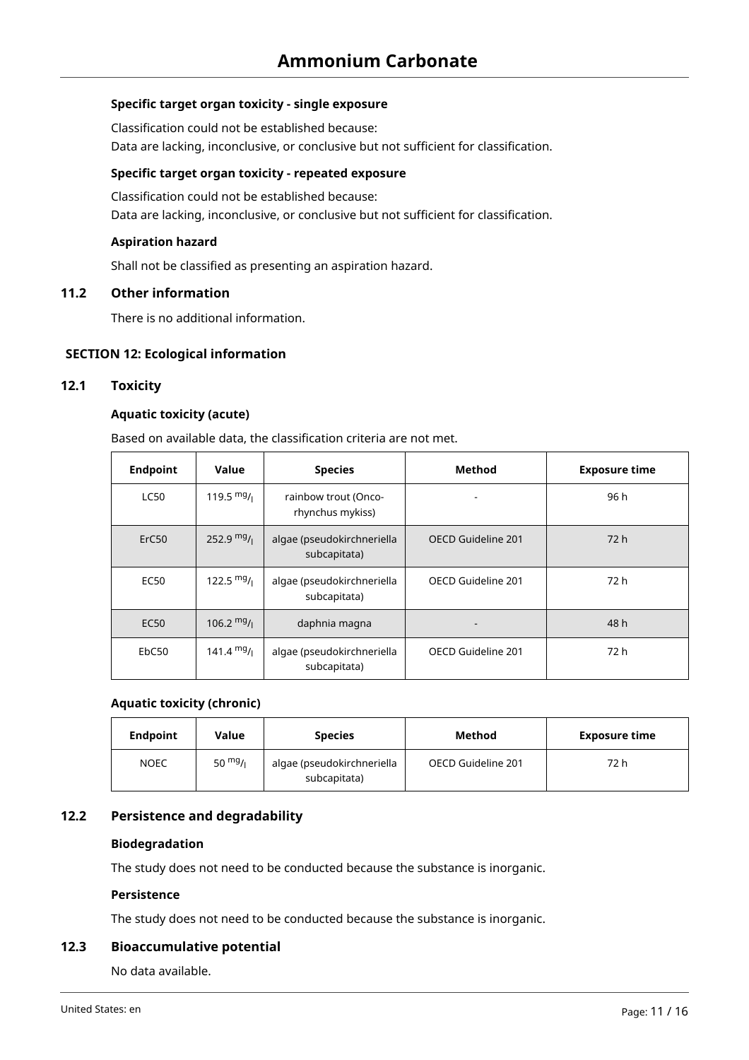#### Specific target organ toxicity - single exposure

Classification could not be established because:
Data are lacking, inconclusive, or conclusive but not sufficient for classification.

#### Specific target organ toxicity - repeated exposure

Classification could not be established because:
Data are lacking, inconclusive, or conclusive but not sufficient for classification.

#### Aspiration hazard

Shall not be classified as presenting an aspiration hazard.

### 11.2 Other information

There is no additional information.

## SECTION 12: Ecological information

### 12.1 Toxicity

#### Aquatic toxicity (acute)

Based on available data, the classification criteria are not met.

| Endpoint | Value | Species | Method | Exposure time |
|---|---|---|---|---|
| LC50 | 119.5 $^{mg}/_{l}$ | rainbow trout (Onco-rhynchus mykiss) | - | 96 h |
| ErC50 | 252.9 $^{mg}/_{l}$ | algae (pseudokirchneriella subcapitata) | OECD Guideline 201 | 72 h |
| EC50 | 122.5 $^{mg}/_{l}$ | algae (pseudokirchneriella subcapitata) | OECD Guideline 201 | 72 h |
| EC50 | 106.2 $^{mg}/_{l}$ | daphnia magna | - | 48 h |
| EbC50 | 141.4 $^{mg}/_{l}$ | algae (pseudokirchneriella subcapitata) | OECD Guideline 201 | 72 h |

#### Aquatic toxicity (chronic)

| Endpoint | Value | Species | Method | Exposure time |
|---|---|---|---|---|
| NOEC | 50 $^{mg}/_{l}$ | algae (pseudokirchneriella subcapitata) | OECD Guideline 201 | 72 h |

### 12.2 Persistence and degradability

#### Biodegradation

The study does not need to be conducted because the substance is inorganic.

#### Persistence

The study does not need to be conducted because the substance is inorganic.

### 12.3 Bioaccumulative potential

No data available.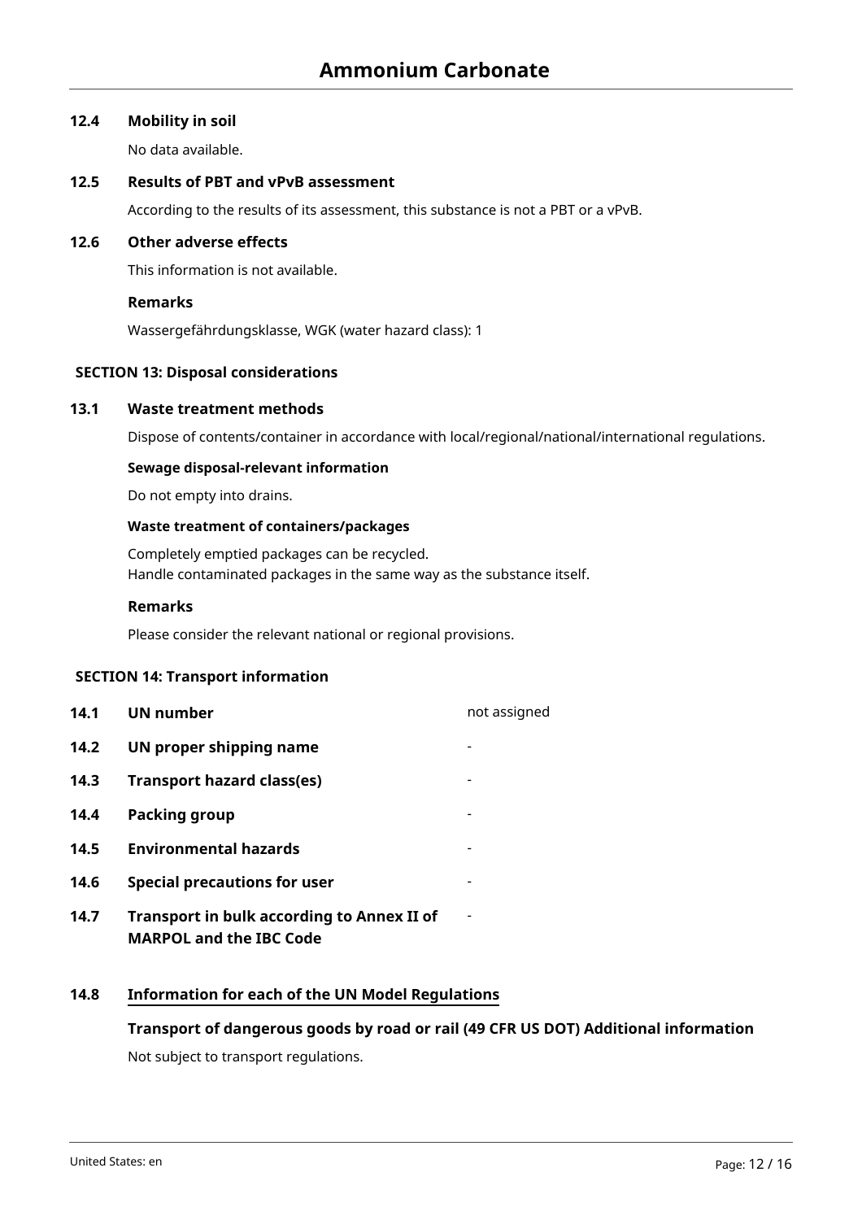### 12.4 Mobility in soil

No data available.

### 12.5 Results of PBT and vPvB assessment

According to the results of its assessment, this substance is not a PBT or a vPvB.

### 12.6 Other adverse effects

This information is not available.

**Remarks**

Wassergefährdungsklasse, WGK (water hazard class): 1

## SECTION 13: Disposal considerations

### 13.1 Waste treatment methods

Dispose of contents/container in accordance with local/regional/national/international regulations.

**Sewage disposal-relevant information**

Do not empty into drains.

**Waste treatment of containers/packages**

Completely emptied packages can be recycled.
Handle contaminated packages in the same way as the substance itself.

**Remarks**

Please consider the relevant national or regional provisions.

## SECTION 14: Transport information

| | | |
|---|---|---|
| **14.1** | **UN number** | not assigned |
| **14.2** | **UN proper shipping name** | - |
| **14.3** | **Transport hazard class(es)** | - |
| **14.4** | **Packing group** | - |
| **14.5** | **Environmental hazards** | - |
| **14.6** | **Special precautions for user** | - |
| **14.7** | **Transport in bulk according to Annex II of MARPOL and the IBC Code** | - |

### 14.8 Information for each of the UN Model Regulations

**Transport of dangerous goods by road or rail (49 CFR US DOT) Additional information**

Not subject to transport regulations.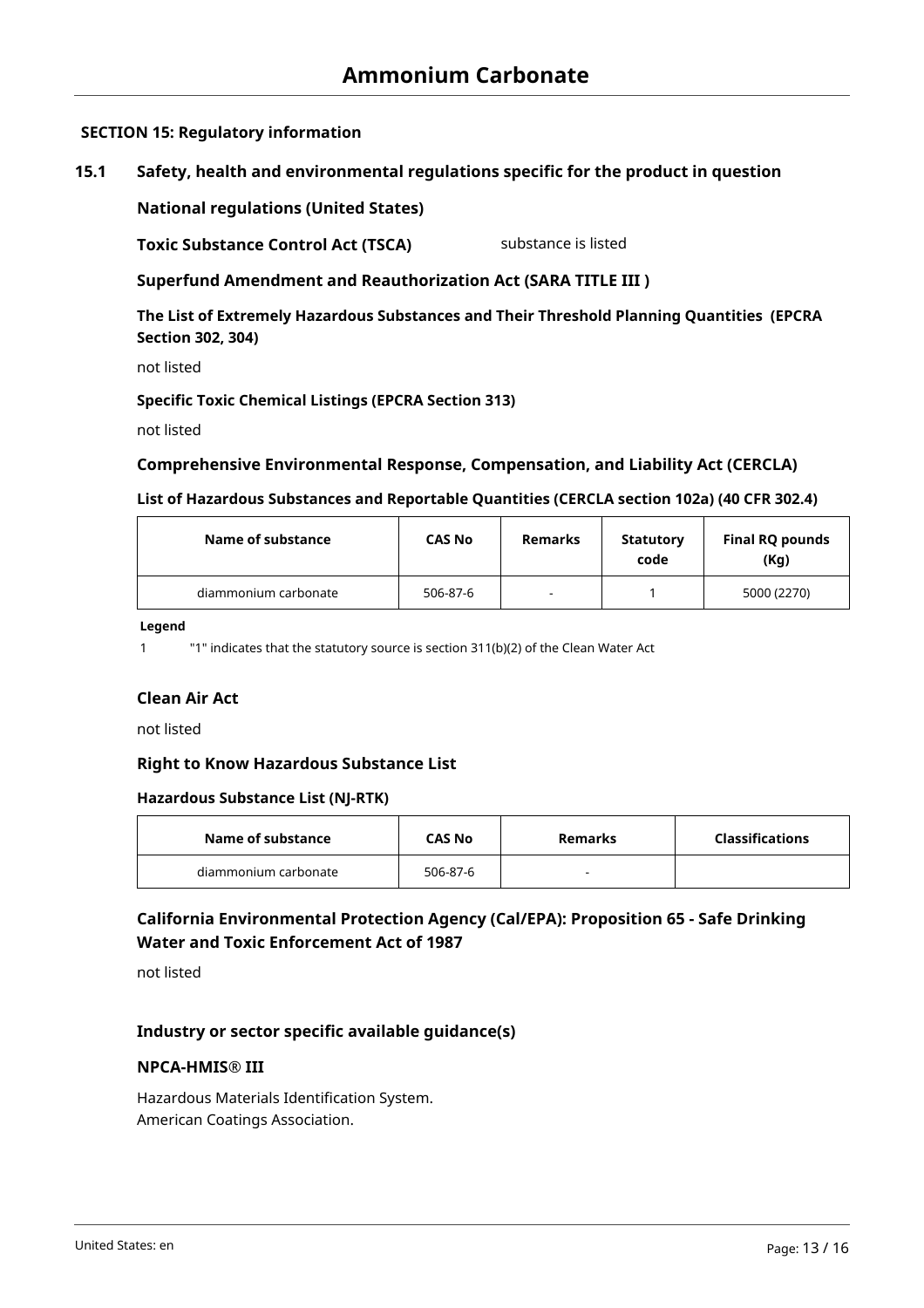## SECTION 15: Regulatory information

### 15.1 Safety, health and environmental regulations specific for the product in question

**National regulations (United States)**

**Toxic Substance Control Act (TSCA)** substance is listed

**Superfund Amendment and Reauthorization Act (SARA TITLE III )**

**The List of Extremely Hazardous Substances and Their Threshold Planning Quantities (EPCRA Section 302, 304)**

not listed

**Specific Toxic Chemical Listings (EPCRA Section 313)**

not listed

**Comprehensive Environmental Response, Compensation, and Liability Act (CERCLA)**

**List of Hazardous Substances and Reportable Quantities (CERCLA section 102a) (40 CFR 302.4)**

| Name of substance | CAS No | Remarks | Statutory code | Final RQ pounds (Kg) |
|---|---|---|---|---|
| diammonium carbonate | 506-87-6 | - | 1 | 5000 (2270) |

**Legend**

1 "1" indicates that the statutory source is section 311(b)(2) of the Clean Water Act

**Clean Air Act**

not listed

**Right to Know Hazardous Substance List**

**Hazardous Substance List (NJ-RTK)**

| Name of substance | CAS No | Remarks | Classifications |
|---|---|---|---|
| diammonium carbonate | 506-87-6 | - | |

**California Environmental Protection Agency (Cal/EPA): Proposition 65 - Safe Drinking Water and Toxic Enforcement Act of 1987**

not listed

**Industry or sector specific available guidance(s)**

**NPCA-HMIS® III**

Hazardous Materials Identification System.
American Coatings Association.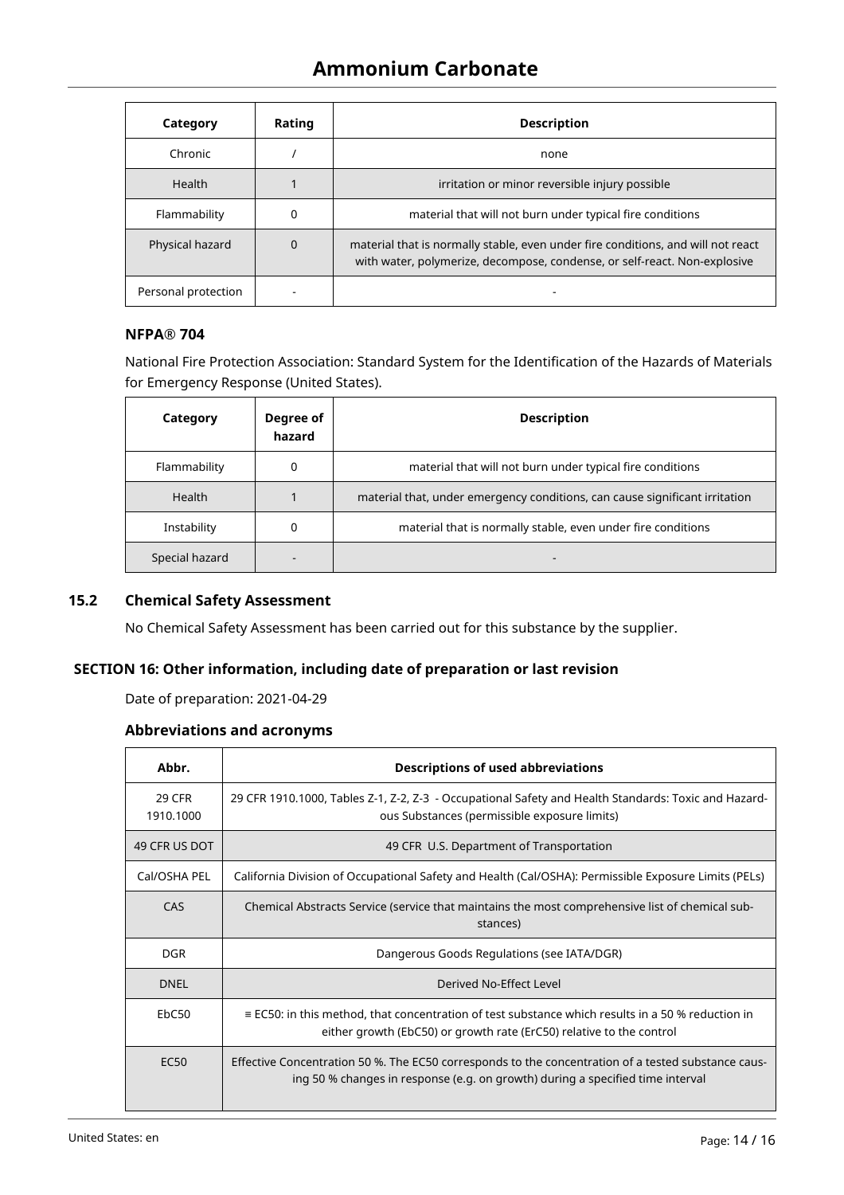| Category | Rating | Description |
| --- | --- | --- |
| Chronic | / | none |
| Health | 1 | irritation or minor reversible injury possible |
| Flammability | 0 | material that will not burn under typical fire conditions |
| Physical hazard | 0 | material that is normally stable, even under fire conditions, and will not react with water, polymerize, decompose, condense, or self-react. Non-explosive |
| Personal protection | - | - |

### NFPA® 704

National Fire Protection Association: Standard System for the Identification of the Hazards of Materials for Emergency Response (United States).

| Category | Degree of hazard | Description |
| --- | --- | --- |
| Flammability | 0 | material that will not burn under typical fire conditions |
| Health | 1 | material that, under emergency conditions, can cause significant irritation |
| Instability | 0 | material that is normally stable, even under fire conditions |
| Special hazard | - | - |

### 15.2 Chemical Safety Assessment

No Chemical Safety Assessment has been carried out for this substance by the supplier.

## SECTION 16: Other information, including date of preparation or last revision

Date of preparation: 2021-04-29

### Abbreviations and acronyms

| Abbr. | Descriptions of used abbreviations |
| --- | --- |
| 29 CFR 1910.1000 | 29 CFR 1910.1000, Tables Z-1, Z-2, Z-3 - Occupational Safety and Health Standards: Toxic and Hazardous Substances (permissible exposure limits) |
| 49 CFR US DOT | 49 CFR U.S. Department of Transportation |
| Cal/OSHA PEL | California Division of Occupational Safety and Health (Cal/OSHA): Permissible Exposure Limits (PELs) |
| CAS | Chemical Abstracts Service (service that maintains the most comprehensive list of chemical substances) |
| DGR | Dangerous Goods Regulations (see IATA/DGR) |
| DNEL | Derived No-Effect Level |
| EbC50 | ≡ EC50: in this method, that concentration of test substance which results in a 50 % reduction in either growth (EbC50) or growth rate (ErC50) relative to the control |
| EC50 | Effective Concentration 50 %. The EC50 corresponds to the concentration of a tested substance causing 50 % changes in response (e.g. on growth) during a specified time interval |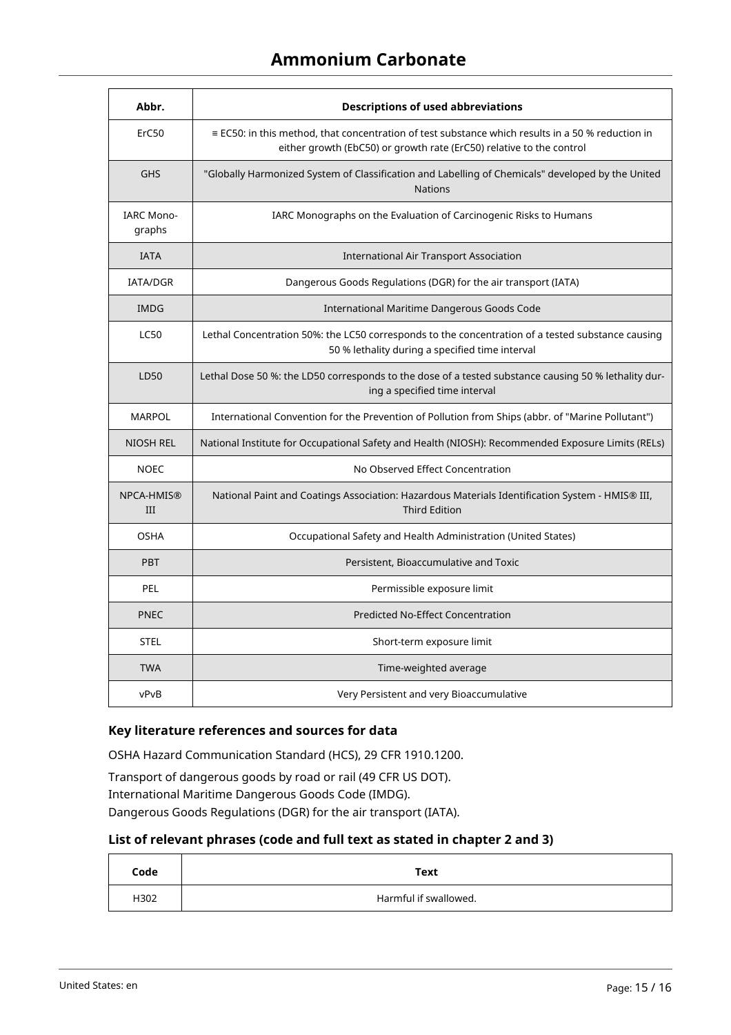| Abbr. | Descriptions of used abbreviations |
|---|---|
| ErC50 | ≡ EC50: in this method, that concentration of test substance which results in a 50 % reduction in either growth (EbC50) or growth rate (ErC50) relative to the control |
| GHS | "Globally Harmonized System of Classification and Labelling of Chemicals" developed by the United Nations |
| IARC Mono-graphs | IARC Monographs on the Evaluation of Carcinogenic Risks to Humans |
| IATA | International Air Transport Association |
| IATA/DGR | Dangerous Goods Regulations (DGR) for the air transport (IATA) |
| IMDG | International Maritime Dangerous Goods Code |
| LC50 | Lethal Concentration 50%: the LC50 corresponds to the concentration of a tested substance causing 50 % lethality during a specified time interval |
| LD50 | Lethal Dose 50 %: the LD50 corresponds to the dose of a tested substance causing 50 % lethality during a specified time interval |
| MARPOL | International Convention for the Prevention of Pollution from Ships (abbr. of "Marine Pollutant") |
| NIOSH REL | National Institute for Occupational Safety and Health (NIOSH): Recommended Exposure Limits (RELs) |
| NOEC | No Observed Effect Concentration |
| NPCA-HMIS® III | National Paint and Coatings Association: Hazardous Materials Identification System - HMIS® III, Third Edition |
| OSHA | Occupational Safety and Health Administration (United States) |
| PBT | Persistent, Bioaccumulative and Toxic |
| PEL | Permissible exposure limit |
| PNEC | Predicted No-Effect Concentration |
| STEL | Short-term exposure limit |
| TWA | Time-weighted average |
| vPvB | Very Persistent and very Bioaccumulative |

### Key literature references and sources for data

OSHA Hazard Communication Standard (HCS), 29 CFR 1910.1200.

Transport of dangerous goods by road or rail (49 CFR US DOT).
International Maritime Dangerous Goods Code (IMDG).
Dangerous Goods Regulations (DGR) for the air transport (IATA).

### List of relevant phrases (code and full text as stated in chapter 2 and 3)

| Code | Text |
|---|---|
| H302 | Harmful if swallowed. |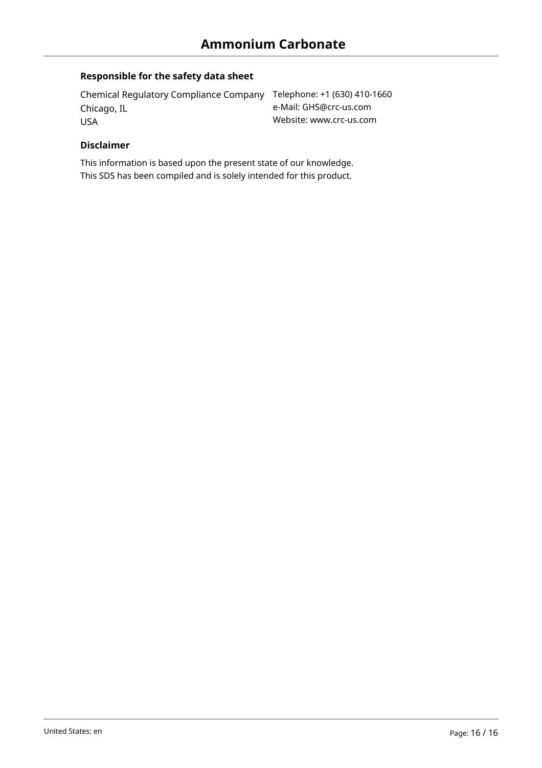### Responsible for the safety data sheet

Chemical Regulatory Compliance Company
Chicago, IL
USA

Telephone: +1 (630) 410-1660
e-Mail: GHS@crc-us.com
Website: www.crc-us.com

### Disclaimer

This information is based upon the present state of our knowledge.
This SDS has been compiled and is solely intended for this product.